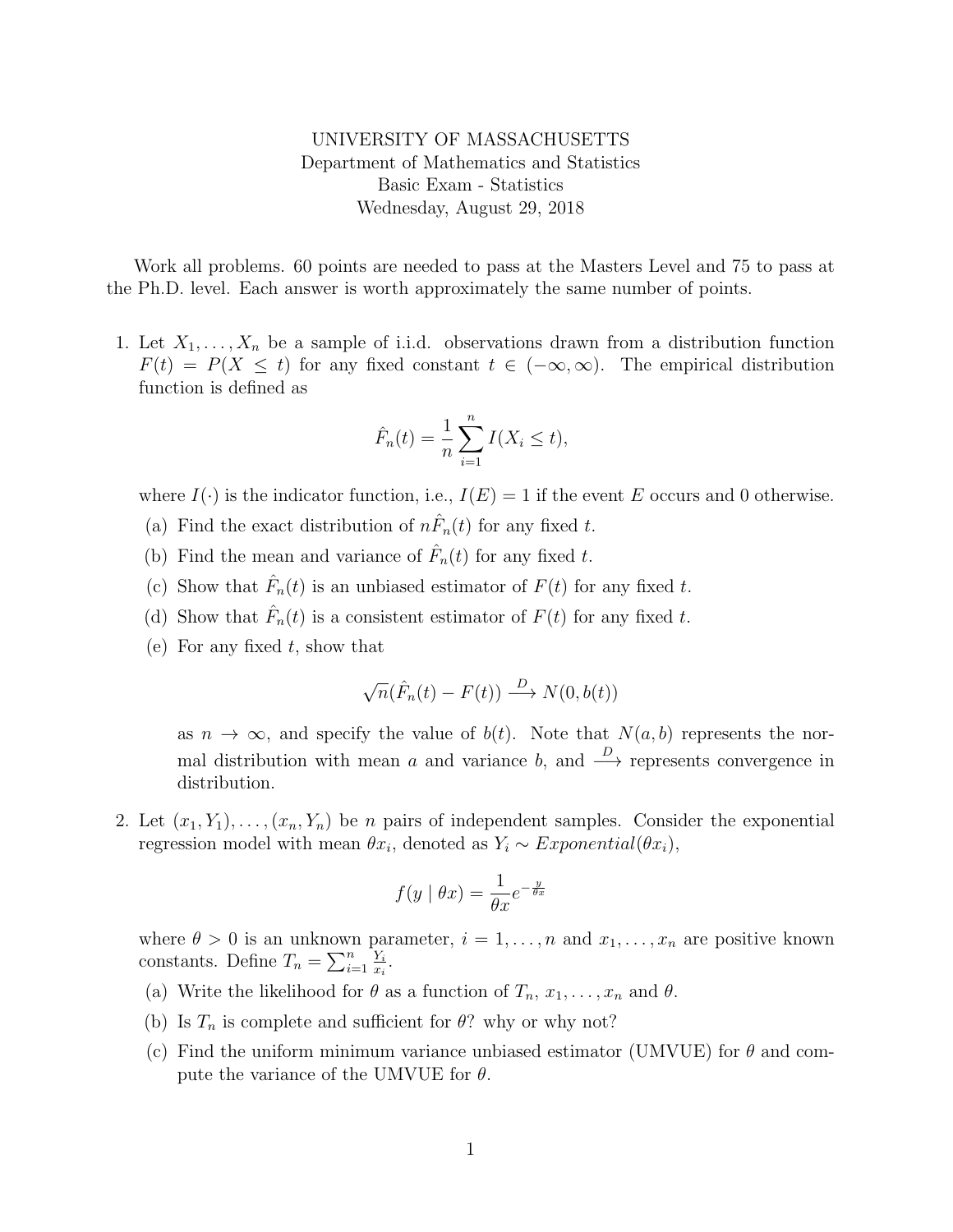UNIVERSITY OF MASSACHUSETTS
Department of Mathematics and Statistics
Basic Exam - Statistics
Wednesday, August 29, 2018

Work all problems. 60 points are needed to pass at the Masters Level and 75 to pass at the Ph.D. level. Each answer is worth approximately the same number of points.

1. Let $X_1, \ldots, X_n$ be a sample of i.i.d. observations drawn from a distribution function $F(t) = P(X \leq t)$ for any fixed constant $t \in (-\infty, \infty)$. The empirical distribution function is defined as

$$\hat{F}_n(t) = \frac{1}{n} \sum_{i=1}^{n} I(X_i \leq t),$$

where $I(\cdot)$ is the indicator function, i.e., $I(E) = 1$ if the event $E$ occurs and 0 otherwise.

   (a) Find the exact distribution of $n\hat{F}_n(t)$ for any fixed $t$.

   (b) Find the mean and variance of $\hat{F}_n(t)$ for any fixed $t$.

   (c) Show that $\hat{F}_n(t)$ is an unbiased estimator of $F(t)$ for any fixed $t$.

   (d) Show that $\hat{F}_n(t)$ is a consistent estimator of $F(t)$ for any fixed $t$.

   (e) For any fixed $t$, show that

$$\sqrt{n}(\hat{F}_n(t) - F(t)) \xrightarrow{D} N(0, b(t))$$

   as $n \to \infty$, and specify the value of $b(t)$. Note that $N(a, b)$ represents the normal distribution with mean $a$ and variance $b$, and $\xrightarrow{D}$ represents convergence in distribution.

2. Let $(x_1, Y_1), \ldots, (x_n, Y_n)$ be $n$ pairs of independent samples. Consider the exponential regression model with mean $\theta x_i$, denoted as $Y_i \sim Exponential(\theta x_i)$,

$$f(y \mid \theta x) = \frac{1}{\theta x} e^{-\frac{y}{\theta x}}$$

where $\theta > 0$ is an unknown parameter, $i = 1, \ldots, n$ and $x_1, \ldots, x_n$ are positive known constants. Define $T_n = \sum_{i=1}^{n} \frac{Y_i}{x_i}$.

   (a) Write the likelihood for $\theta$ as a function of $T_n$, $x_1, \ldots, x_n$ and $\theta$.

   (b) Is $T_n$ is complete and sufficient for $\theta$? why or why not?

   (c) Find the uniform minimum variance unbiased estimator (UMVUE) for $\theta$ and compute the variance of the UMVUE for $\theta$.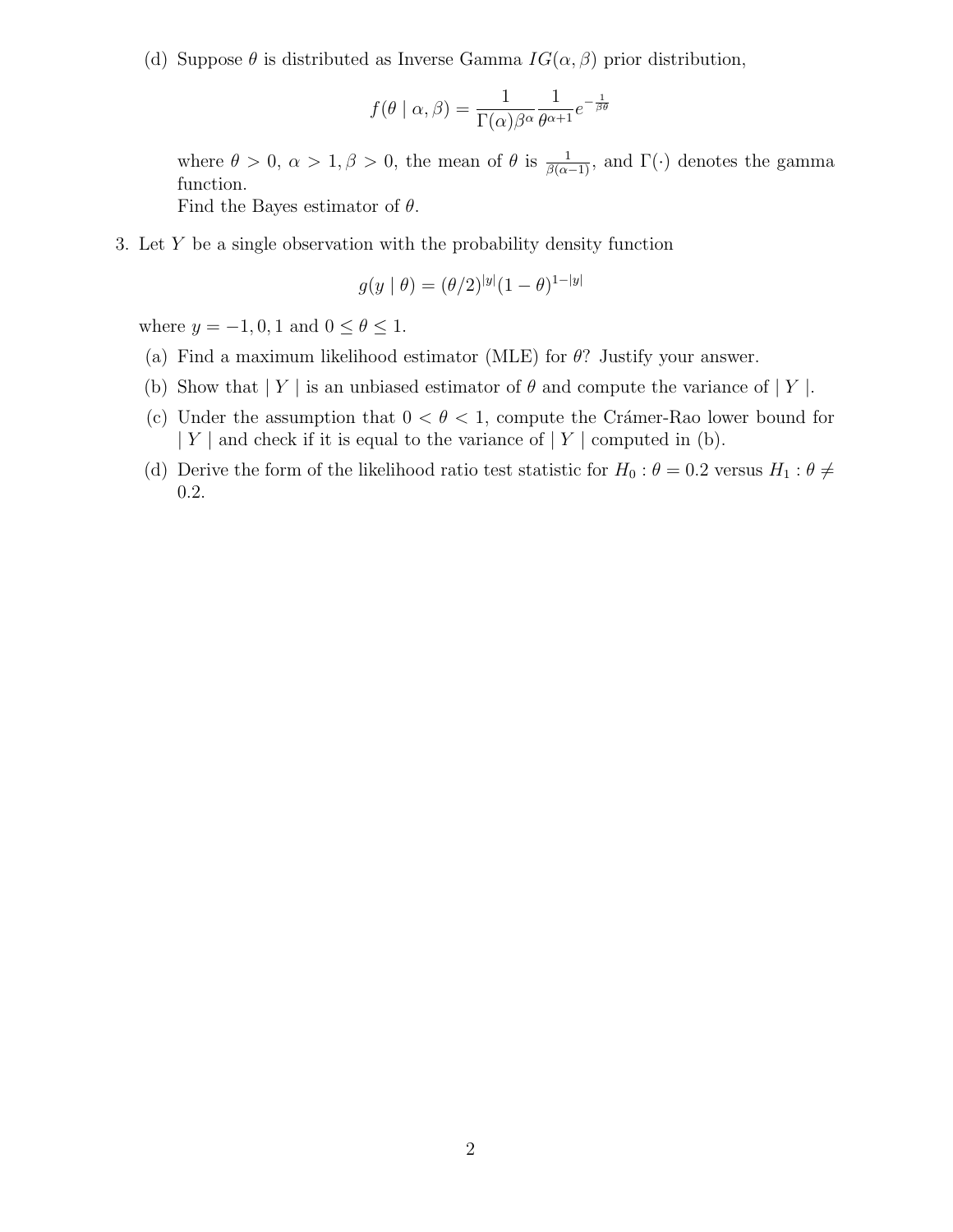(d) Suppose $\theta$ is distributed as Inverse Gamma $IG(\alpha, \beta)$ prior distribution,

$$f(\theta \mid \alpha, \beta) = \frac{1}{\Gamma(\alpha)\beta^\alpha} \frac{1}{\theta^{\alpha+1}} e^{-\frac{1}{\beta\theta}}$$

where $\theta > 0$, $\alpha > 1, \beta > 0$, the mean of $\theta$ is $\frac{1}{\beta(\alpha-1)}$, and $\Gamma(\cdot)$ denotes the gamma function.
Find the Bayes estimator of $\theta$.

3. Let $Y$ be a single observation with the probability density function

$$g(y \mid \theta) = (\theta/2)^{|y|}(1-\theta)^{1-|y|}$$

where $y = -1, 0, 1$ and $0 \leq \theta \leq 1$.

(a) Find a maximum likelihood estimator (MLE) for $\theta$? Justify your answer.

(b) Show that $\mid Y \mid$ is an unbiased estimator of $\theta$ and compute the variance of $\mid Y \mid$.

(c) Under the assumption that $0 < \theta < 1$, compute the Crámer-Rao lower bound for $\mid Y \mid$ and check if it is equal to the variance of $\mid Y \mid$ computed in (b).

(d) Derive the form of the likelihood ratio test statistic for $H_0 : \theta = 0.2$ versus $H_1 : \theta \neq 0.2$.